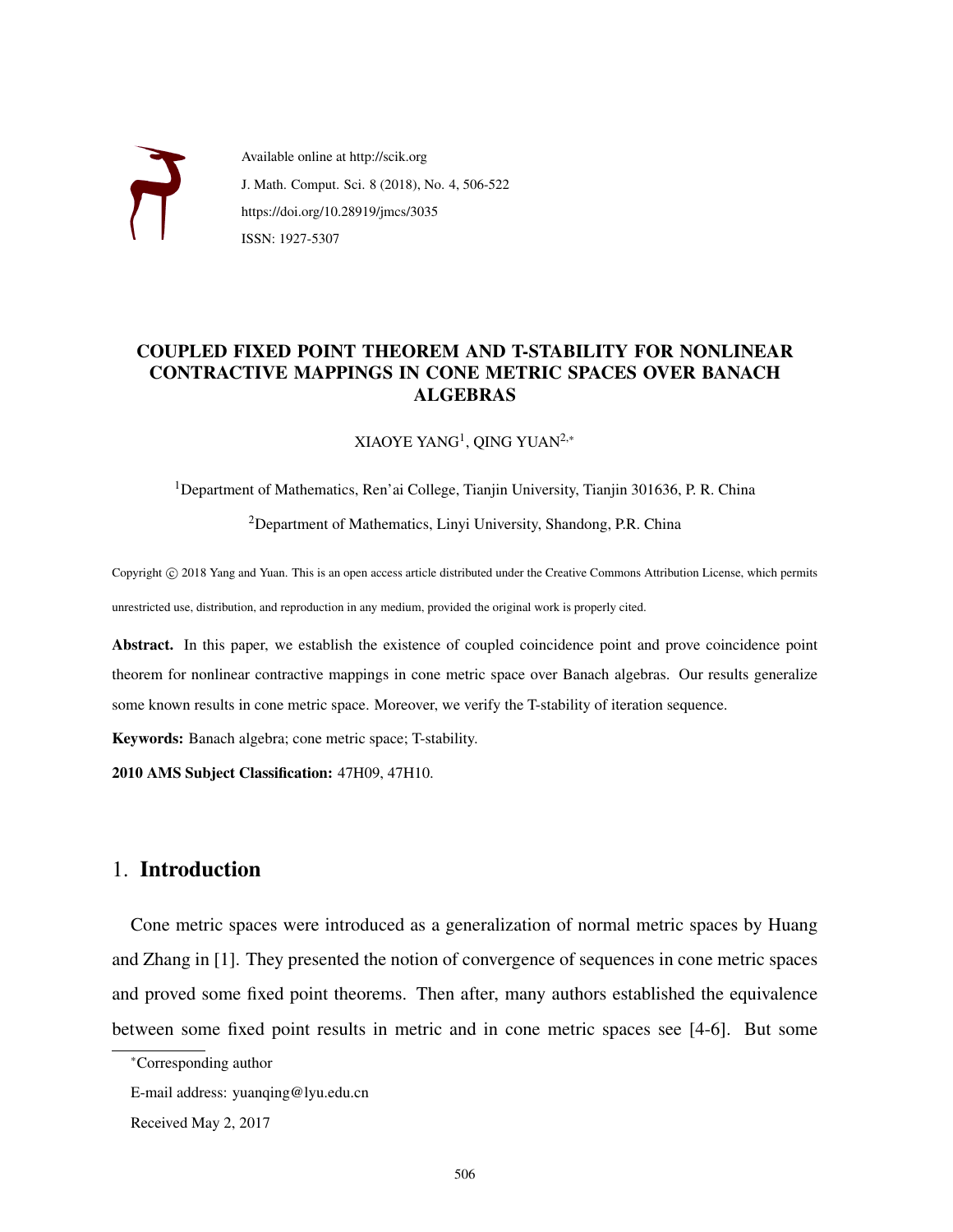Available online at http://scik.org
J. Math. Comput. Sci. 8 (2018), No. 4, 506-522
https://doi.org/10.28919/jmcs/3035
ISSN: 1927-5307

# COUPLED FIXED POINT THEOREM AND T-STABILITY FOR NONLINEAR CONTRACTIVE MAPPINGS IN CONE METRIC SPACES OVER BANACH ALGEBRAS

XIAOYE YANG[1], QING YUAN[2,*]

[1]Department of Mathematics, Ren'ai College, Tianjin University, Tianjin 301636, P. R. China

[2]Department of Mathematics, Linyi University, Shandong, P.R. China

Copyright © 2018 Yang and Yuan. This is an open access article distributed under the Creative Commons Attribution License, which permits unrestricted use, distribution, and reproduction in any medium, provided the original work is properly cited.

**Abstract.** In this paper, we establish the existence of coupled coincidence point and prove coincidence point theorem for nonlinear contractive mappings in cone metric space over Banach algebras. Our results generalize some known results in cone metric space. Moreover, we verify the T-stability of iteration sequence.

**Keywords:** Banach algebra; cone metric space; T-stability.

**2010 AMS Subject Classification:** 47H09, 47H10.

## 1. Introduction

Cone metric spaces were introduced as a generalization of normal metric spaces by Huang and Zhang in [1]. They presented the notion of convergence of sequences in cone metric spaces and proved some fixed point theorems. Then after, many authors established the equivalence between some fixed point results in metric and in cone metric spaces see [4-6]. But some

*Corresponding author

E-mail address: yuanqing@lyu.edu.cn

Received May 2, 2017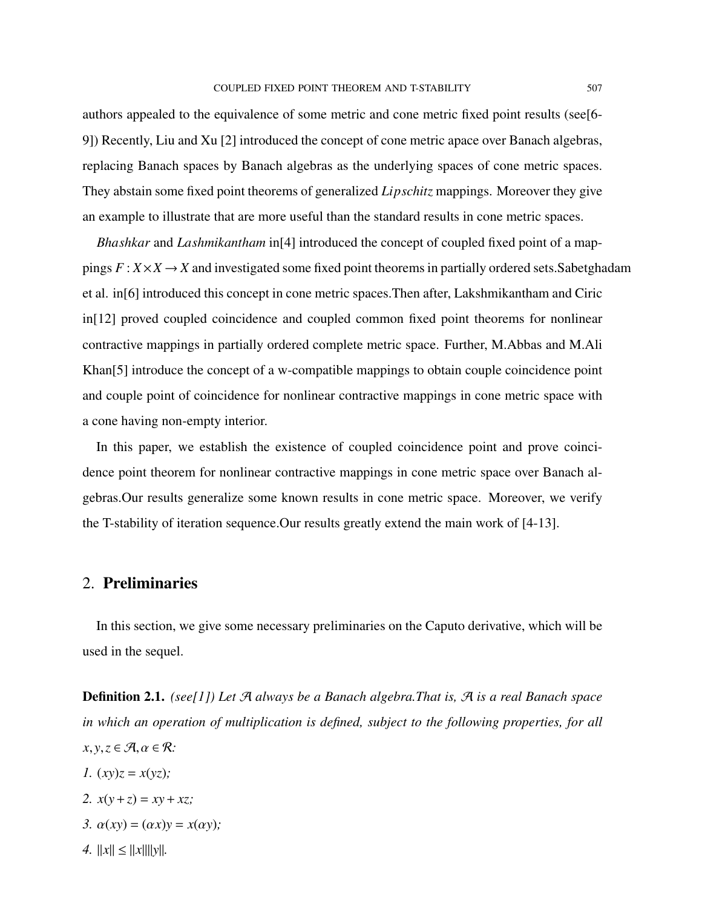authors appealed to the equivalence of some metric and cone metric fixed point results (see[6-9]) Recently, Liu and Xu [2] introduced the concept of cone metric apace over Banach algebras, replacing Banach spaces by Banach algebras as the underlying spaces of cone metric spaces. They abstain some fixed point theorems of generalized *Lipschitz* mappings. Moreover they give an example to illustrate that are more useful than the standard results in cone metric spaces.

*Bhashkar* and *Lashmikantham* in[4] introduced the concept of coupled fixed point of a mappings $F : X \times X \to X$ and investigated some fixed point theorems in partially ordered sets.Sabetghadam et al. in[6] introduced this concept in cone metric spaces.Then after, Lakshmikantham and Ciric in[12] proved coupled coincidence and coupled common fixed point theorems for nonlinear contractive mappings in partially ordered complete metric space. Further, M.Abbas and M.Ali Khan[5] introduce the concept of a w-compatible mappings to obtain couple coincidence point and couple point of coincidence for nonlinear contractive mappings in cone metric space with a cone having non-empty interior.

In this paper, we establish the existence of coupled coincidence point and prove coincidence point theorem for nonlinear contractive mappings in cone metric space over Banach algebras.Our results generalize some known results in cone metric space. Moreover, we verify the T-stability of iteration sequence.Our results greatly extend the main work of [4-13].

## 2. **Preliminaries**

In this section, we give some necessary preliminaries on the Caputo derivative, which will be used in the sequel.

**Definition 2.1.** *(see[1]) Let $\mathcal{A}$ always be a Banach algebra.That is, $\mathcal{A}$ is a real Banach space in which an operation of multiplication is defined, subject to the following properties, for all $x, y, z \in \mathcal{A}, \alpha \in \mathcal{R}$:*

*1.* $(xy)z = x(yz)$;

*2.* $x(y + z) = xy + xz$;

*3.* $\alpha(xy) = (\alpha x)y = x(\alpha y)$;

*4.* $\|x\| \leq \|x\|\|y\|$.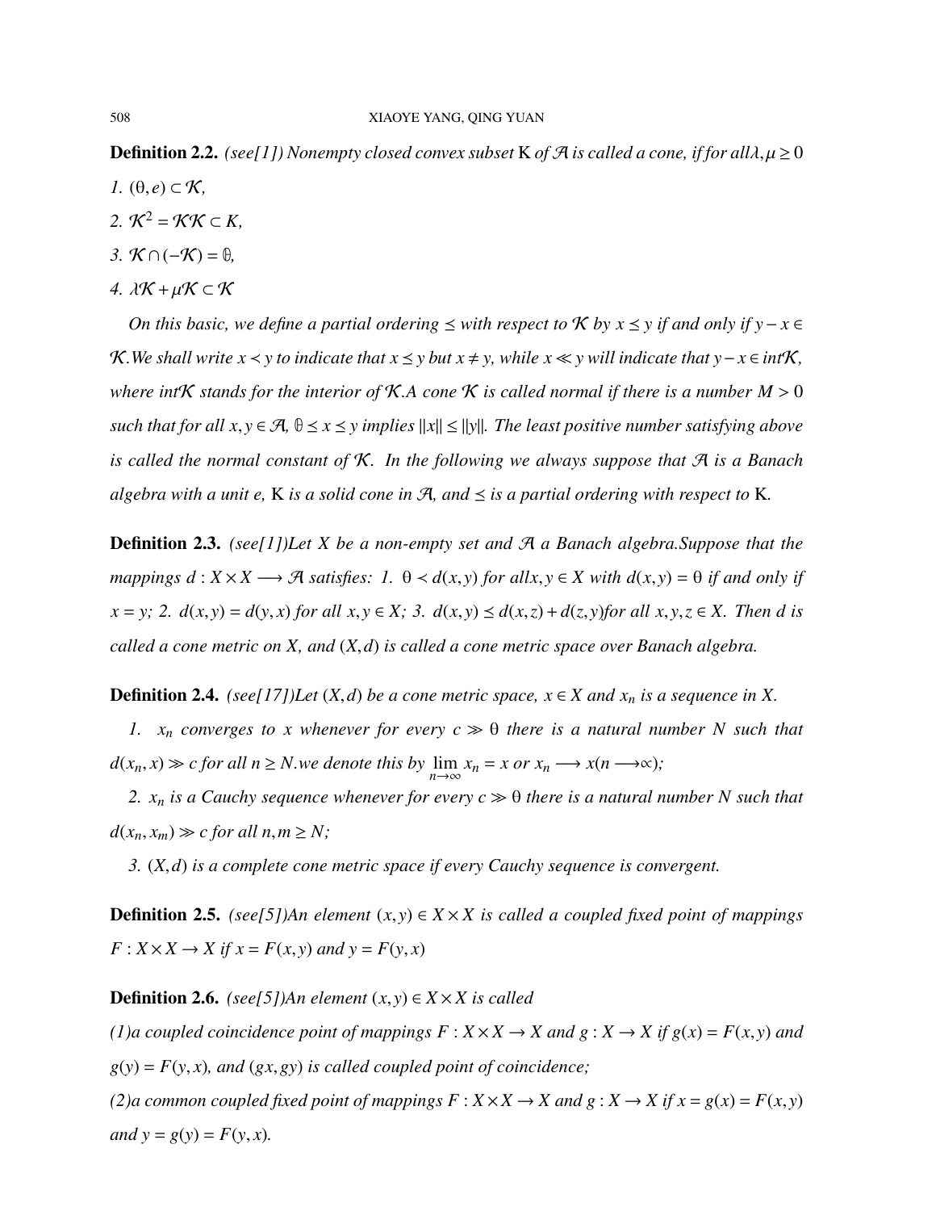**Definition 2.2.** *(see[1]) Nonempty closed convex subset* K *of* $\mathcal{A}$ *is called a cone, if for all* $\lambda, \mu \geq 0$

*1.* $(\theta, e) \subset \mathcal{K}$,

*2.* $\mathcal{K}^2 = \mathcal{K}\mathcal{K} \subset K$,

*3.* $\mathcal{K} \cap (-\mathcal{K}) = \theta$,

*4.* $\lambda\mathcal{K} + \mu\mathcal{K} \subset \mathcal{K}$

*On this basic, we define a partial ordering* $\preceq$ *with respect to* $\mathcal{K}$ *by* $x \preceq y$ *if and only if* $y - x \in \mathcal{K}$*.We shall write* $x \prec y$ *to indicate that* $x \preceq y$ *but* $x \neq y$*, while* $x \ll y$ *will indicate that* $y - x \in int\mathcal{K}$*, where* $int\mathcal{K}$ *stands for the interior of* $\mathcal{K}$*.A cone* $\mathcal{K}$ *is called normal if there is a number* $M > 0$ *such that for all* $x, y \in \mathcal{A}$*,* $\theta \preceq x \preceq y$ *implies* $\|x\| \leq \|y\|$*. The least positive number satisfying above is called the normal constant of* $\mathcal{K}$*. In the following we always suppose that* $\mathcal{A}$ *is a Banach algebra with a unit e,* K *is a solid cone in* $\mathcal{A}$*, and* $\preceq$ *is a partial ordering with respect to* K*.*

**Definition 2.3.** *(see[1])Let X be a non-empty set and* $\mathcal{A}$ *a Banach algebra.Suppose that the mappings* $d : X \times X \longrightarrow \mathcal{A}$ *satisfies: 1.* $\theta \prec d(x,y)$ *for all* $x, y \in X$ *with* $d(x,y) = \theta$ *if and only if* $x = y$*; 2.* $d(x,y) = d(y,x)$ *for all* $x, y \in X$*; 3.* $d(x,y) \preceq d(x,z) + d(z,y)$ *for all* $x, y, z \in X$*. Then d is called a cone metric on X, and* $(X,d)$ *is called a cone metric space over Banach algebra.*

**Definition 2.4.** *(see[17])Let* $(X,d)$ *be a cone metric space,* $x \in X$ *and* $x_n$ *is a sequence in X.*

*1.* $x_n$ *converges to x whenever for every* $c \gg \theta$ *there is a natural number N such that* $d(x_n, x) \gg c$ *for all* $n \geq N$*.we denote this by* $\lim_{n\to\infty} x_n = x$ *or* $x_n \longrightarrow x (n \longrightarrow \propto)$*;*

*2.* $x_n$ *is a Cauchy sequence whenever for every* $c \gg \theta$ *there is a natural number N such that* $d(x_n, x_m) \gg c$ *for all* $n, m \geq N$*;*

*3.* $(X,d)$ *is a complete cone metric space if every Cauchy sequence is convergent.*

**Definition 2.5.** *(see[5])An element* $(x,y) \in X \times X$ *is called a coupled fixed point of mappings* $F : X \times X \to X$ *if* $x = F(x,y)$ *and* $y = F(y,x)$

**Definition 2.6.** *(see[5])An element* $(x,y) \in X \times X$ *is called*

*(1)a coupled coincidence point of mappings* $F : X \times X \to X$ *and* $g : X \to X$ *if* $g(x) = F(x,y)$ *and* $g(y) = F(y,x)$*, and* $(gx, gy)$ *is called coupled point of coincidence;*

*(2)a common coupled fixed point of mappings* $F : X \times X \to X$ *and* $g : X \to X$ *if* $x = g(x) = F(x,y)$ *and* $y = g(y) = F(y,x)$*.*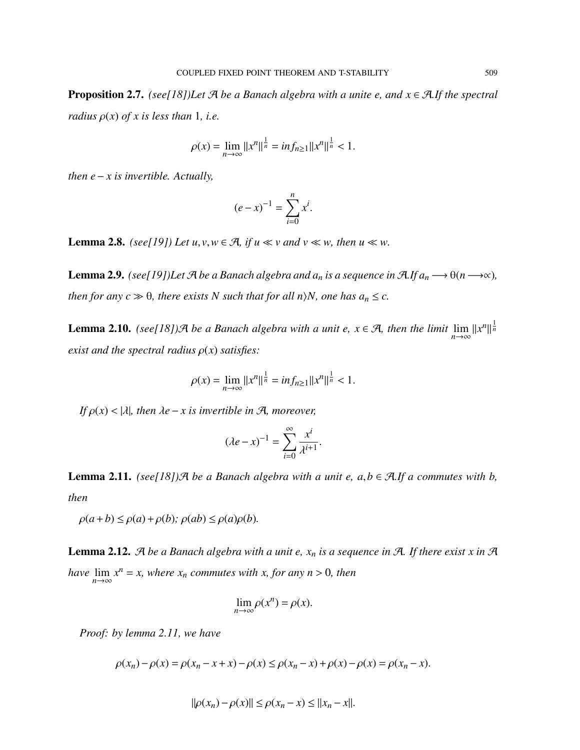**Proposition 2.7.** *(see[18])Let $\mathcal{A}$ be a Banach algebra with a unite e, and $x \in \mathcal{A}$.If the spectral radius $\rho(x)$ of x is less than 1, i.e.*

$$\rho(x) = \lim_{n\to\infty} \|x^n\|^{\frac{1}{n}} = inf_{n\geq 1}\|x^n\|^{\frac{1}{n}} < 1.$$

*then $e - x$ is invertible. Actually,*

$$(e - x)^{-1} = \sum_{i=0}^{n} x^i.$$

**Lemma 2.8.** *(see[19]) Let $u, v, w \in \mathcal{A}$, if $u \ll v$ and $v \ll w$, then $u \ll w$.*

**Lemma 2.9.** *(see[19])Let $\mathcal{A}$ be a Banach algebra and $a_n$ is a sequence in $\mathcal{A}$.If $a_n \longrightarrow \theta (n \longrightarrow \infty)$, then for any $c \gg \theta$, there exists N such that for all $n \rangle N$, one has $a_n \leq c$.*

**Lemma 2.10.** *(see[18])$\mathcal{A}$ be a Banach algebra with a unit e, $x \in \mathcal{A}$, then the limit $\lim_{n\to\infty} \|x^n\|^{\frac{1}{n}}$ exist and the spectral radius $\rho(x)$ satisfies:*

$$\rho(x) = \lim_{n\to\infty} \|x^n\|^{\frac{1}{n}} = inf_{n\geq 1}\|x^n\|^{\frac{1}{n}} < 1.$$

*If $\rho(x) < |\lambda|$, then $\lambda e - x$ is invertible in $\mathcal{A}$, moreover,*

$$(\lambda e - x)^{-1} = \sum_{i=0}^{\infty} \frac{x^i}{\lambda^{i+1}}.$$

**Lemma 2.11.** *(see[18])$\mathcal{A}$ be a Banach algebra with a unit e, $a, b \in \mathcal{A}$.If a commutes with b, then*

*$\rho(a + b) \leq \rho(a) + \rho(b)$; $\rho(ab) \leq \rho(a)\rho(b)$.*

**Lemma 2.12.** *$\mathcal{A}$ be a Banach algebra with a unit e, $x_n$ is a sequence in $\mathcal{A}$. If there exist x in $\mathcal{A}$ have $\lim_{n\to\infty} x^n = x$, where $x_n$ commutes with x, for any $n > 0$, then*

$$\lim_{n\to\infty} \rho(x^n) = \rho(x).$$

*Proof: by lemma 2.11, we have*

$$\rho(x_n) - \rho(x) = \rho(x_n - x + x) - \rho(x) \leq \rho(x_n - x) + \rho(x) - \rho(x) = \rho(x_n - x).$$

$$\|\rho(x_n) - \rho(x)\| \leq \rho(x_n - x) \leq \|x_n - x\|.$$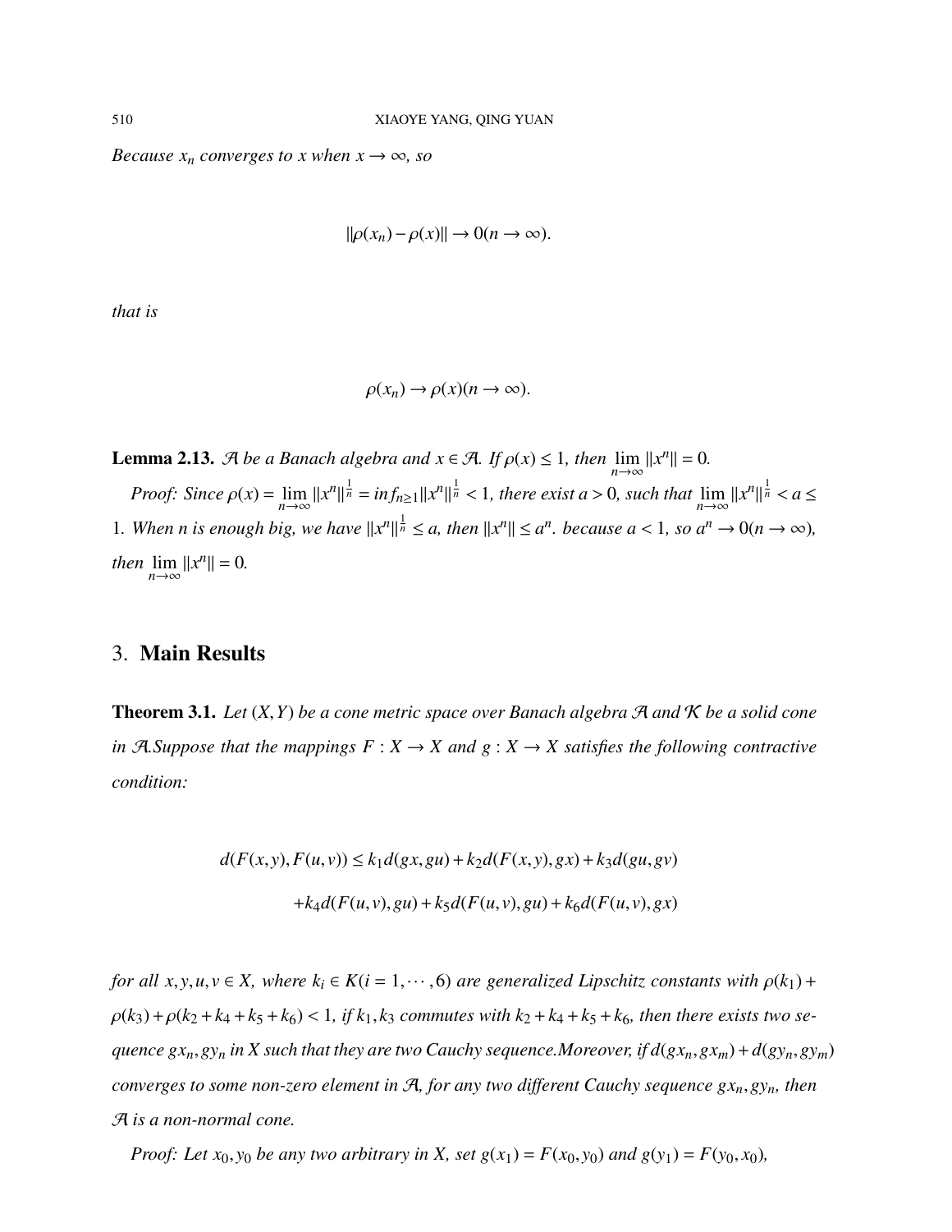*Because $x_n$ converges to $x$ when $x \to \infty$, so*

$$\|\rho(x_n) - \rho(x)\| \to 0 (n \to \infty).$$

*that is*

$$\rho(x_n) \to \rho(x) (n \to \infty).$$

**Lemma 2.13.** *$\mathcal{A}$ be a Banach algebra and $x \in \mathcal{A}$. If $\rho(x) \leq 1$, then $\lim_{n\to\infty} \|x^n\| = 0$.*

*Proof: Since $\rho(x) = \lim_{n\to\infty} \|x^n\|^{\frac{1}{n}} = inf_{n\geq 1} \|x^n\|^{\frac{1}{n}} < 1$, there exist $a > 0$, such that $\lim_{n\to\infty} \|x^n\|^{\frac{1}{n}} < a \leq 1$. When n is enough big, we have $\|x^n\|^{\frac{1}{n}} \leq a$, then $\|x^n\| \leq a^n$. because $a < 1$, so $a^n \to 0 (n \to \infty)$, then $\lim_{n\to\infty} \|x^n\| = 0$.*

## 3. Main Results

**Theorem 3.1.** *Let $(X, Y)$ be a cone metric space over Banach algebra $\mathcal{A}$ and $\mathcal{K}$ be a solid cone in $\mathcal{A}$.Suppose that the mappings $F : X \to X$ and $g : X \to X$ satisfies the following contractive condition:*

$$\begin{aligned} d(F(x,y), F(u,v)) \leq\; & k_1 d(gx, gu) + k_2 d(F(x,y), gx) + k_3 d(gu, gv) \\ & + k_4 d(F(u,v), gu) + k_5 d(F(u,v), gu) + k_6 d(F(u,v), gx) \end{aligned}$$

*for all $x, y, u, v \in X$, where $k_i \in K (i = 1, \cdots, 6)$ are generalized Lipschitz constants with $\rho(k_1) + \rho(k_3) + \rho(k_2 + k_4 + k_5 + k_6) < 1$, if $k_1, k_3$ commutes with $k_2 + k_4 + k_5 + k_6$, then there exists two sequence $gx_n, gy_n$ in $X$ such that they are two Cauchy sequence.Moreover, if $d(gx_n, gx_m) + d(gy_n, gy_m)$ converges to some non-zero element in $\mathcal{A}$, for any two different Cauchy sequence $gx_n, gy_n$, then $\mathcal{A}$ is a non-normal cone.*

*Proof: Let $x_0, y_0$ be any two arbitrary in $X$, set $g(x_1) = F(x_0, y_0)$ and $g(y_1) = F(y_0, x_0)$,*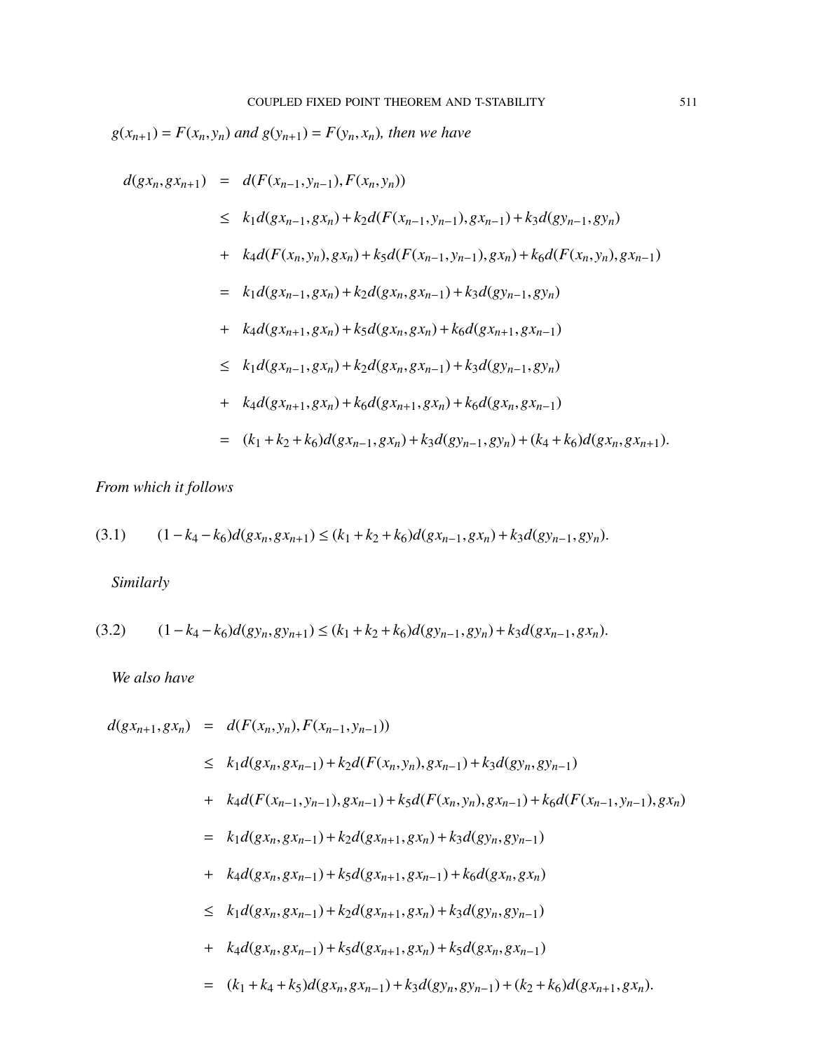$g(x_{n+1}) = F(x_n, y_n)$ *and* $g(y_{n+1}) = F(y_n, x_n)$*, then we have*

$$
\begin{aligned}
d(gx_n, gx_{n+1}) &= d(F(x_{n-1}, y_{n-1}), F(x_n, y_n)) \\
&\leq k_1 d(gx_{n-1}, gx_n) + k_2 d(F(x_{n-1}, y_{n-1}), gx_{n-1}) + k_3 d(gy_{n-1}, gy_n) \\
&+ k_4 d(F(x_n, y_n), gx_n) + k_5 d(F(x_{n-1}, y_{n-1}), gx_n) + k_6 d(F(x_n, y_n), gx_{n-1}) \\
&= k_1 d(gx_{n-1}, gx_n) + k_2 d(gx_n, gx_{n-1}) + k_3 d(gy_{n-1}, gy_n) \\
&+ k_4 d(gx_{n+1}, gx_n) + k_5 d(gx_n, gx_n) + k_6 d(gx_{n+1}, gx_{n-1}) \\
&\leq k_1 d(gx_{n-1}, gx_n) + k_2 d(gx_n, gx_{n-1}) + k_3 d(gy_{n-1}, gy_n) \\
&+ k_4 d(gx_{n+1}, gx_n) + k_6 d(gx_{n+1}, gx_n) + k_6 d(gx_n, gx_{n-1}) \\
&= (k_1 + k_2 + k_6) d(gx_{n-1}, gx_n) + k_3 d(gy_{n-1}, gy_n) + (k_4 + k_6) d(gx_n, gx_{n+1}).
\end{aligned}
$$

*From which it follows*

$$
(3.1) \qquad (1 - k_4 - k_6) d(gx_n, gx_{n+1}) \leq (k_1 + k_2 + k_6) d(gx_{n-1}, gx_n) + k_3 d(gy_{n-1}, gy_n).
$$

*Similarly*

$$
(3.2) \qquad (1 - k_4 - k_6) d(gy_n, gy_{n+1}) \leq (k_1 + k_2 + k_6) d(gy_{n-1}, gy_n) + k_3 d(gx_{n-1}, gx_n).
$$

*We also have*

$$
\begin{aligned}
d(gx_{n+1}, gx_n) &= d(F(x_n, y_n), F(x_{n-1}, y_{n-1})) \\
&\leq k_1 d(gx_n, gx_{n-1}) + k_2 d(F(x_n, y_n), gx_{n-1}) + k_3 d(gy_n, gy_{n-1}) \\
&+ k_4 d(F(x_{n-1}, y_{n-1}), gx_{n-1}) + k_5 d(F(x_n, y_n), gx_{n-1}) + k_6 d(F(x_{n-1}, y_{n-1}), gx_n) \\
&= k_1 d(gx_n, gx_{n-1}) + k_2 d(gx_{n+1}, gx_n) + k_3 d(gy_n, gy_{n-1}) \\
&+ k_4 d(gx_n, gx_{n-1}) + k_5 d(gx_{n+1}, gx_{n-1}) + k_6 d(gx_n, gx_n) \\
&\leq k_1 d(gx_n, gx_{n-1}) + k_2 d(gx_{n+1}, gx_n) + k_3 d(gy_n, gy_{n-1}) \\
&+ k_4 d(gx_n, gx_{n-1}) + k_5 d(gx_{n+1}, gx_n) + k_5 d(gx_n, gx_{n-1}) \\
&= (k_1 + k_4 + k_5) d(gx_n, gx_{n-1}) + k_3 d(gy_n, gy_{n-1}) + (k_2 + k_6) d(gx_{n+1}, gx_n).
\end{aligned}
$$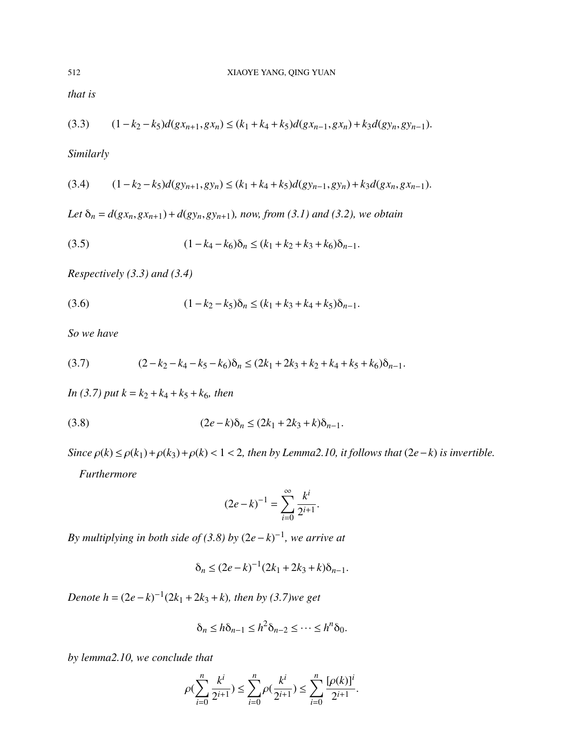*that is*

$$(3.3)\qquad (1-k_2-k_5)d(gx_{n+1},gx_n) \leq (k_1+k_4+k_5)d(gx_{n-1},gx_n)+k_3d(gy_n,gy_{n-1}).$$

*Similarly*

$$(3.4)\qquad (1-k_2-k_5)d(gy_{n+1},gy_n) \leq (k_1+k_4+k_5)d(gy_{n-1},gy_n)+k_3d(gx_n,gx_{n-1}).$$

*Let* $\delta_n = d(gx_n,gx_{n+1})+d(gy_n,gy_{n+1})$*, now, from (3.1) and (3.2), we obtain*

$$(3.5)\qquad (1-k_4-k_6)\delta_n \leq (k_1+k_2+k_3+k_6)\delta_{n-1}.$$

*Respectively (3.3) and (3.4)*

$$(3.6)\qquad (1-k_2-k_5)\delta_n \leq (k_1+k_3+k_4+k_5)\delta_{n-1}.$$

*So we have*

$$(3.7)\qquad (2-k_2-k_4-k_5-k_6)\delta_n \leq (2k_1+2k_3+k_2+k_4+k_5+k_6)\delta_{n-1}.$$

*In (3.7) put* $k = k_2+k_4+k_5+k_6$*, then*

$$(3.8)\qquad (2e-k)\delta_n \leq (2k_1+2k_3+k)\delta_{n-1}.$$

*Since* $\rho(k) \leq \rho(k_1)+\rho(k_3)+\rho(k) < 1 < 2$*, then by Lemma2.10, it follows that* $(2e-k)$ *is invertible.*

*Furthermore*

$$(2e-k)^{-1} = \sum_{i=0}^{\infty} \frac{k^i}{2^{i+1}}.$$

*By multiplying in both side of (3.8) by* $(2e-k)^{-1}$*, we arrive at*

$$\delta_n \leq (2e-k)^{-1}(2k_1+2k_3+k)\delta_{n-1}.$$

*Denote* $h = (2e-k)^{-1}(2k_1+2k_3+k)$*, then by (3.7)we get*

$$\delta_n \leq h\delta_{n-1} \leq h^2\delta_{n-2} \leq \cdots \leq h^n\delta_0.$$

*by lemma2.10, we conclude that*

$$\rho\Big(\sum_{i=0}^{n} \frac{k^i}{2^{i+1}}\Big) \leq \sum_{i=0}^{n} \rho\Big(\frac{k^i}{2^{i+1}}\Big) \leq \sum_{i=0}^{n} \frac{[\rho(k)]^i}{2^{i+1}}.$$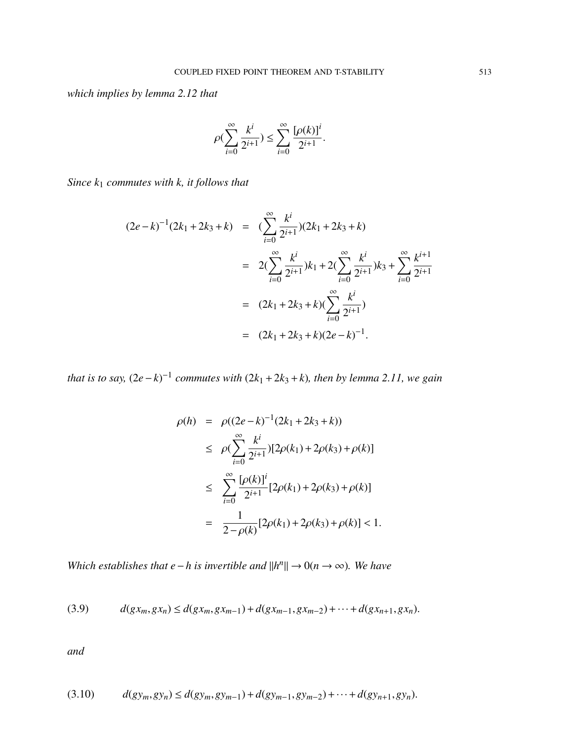*which implies by lemma 2.12 that*

$$\rho(\sum_{i=0}^{\infty} \frac{k^i}{2^{i+1}}) \leq \sum_{i=0}^{\infty} \frac{[\rho(k)]^i}{2^{i+1}}.$$

*Since $k_1$ commutes with $k$, it follows that*

$$\begin{aligned}
(2e-k)^{-1}(2k_1+2k_3+k) &= (\sum_{i=0}^{\infty} \frac{k^i}{2^{i+1}})(2k_1+2k_3+k) \\
&= 2(\sum_{i=0}^{\infty} \frac{k^i}{2^{i+1}})k_1 + 2(\sum_{i=0}^{\infty} \frac{k^i}{2^{i+1}})k_3 + \sum_{i=0}^{\infty} \frac{k^{i+1}}{2^{i+1}} \\
&= (2k_1+2k_3+k)(\sum_{i=0}^{\infty} \frac{k^i}{2^{i+1}}) \\
&= (2k_1+2k_3+k)(2e-k)^{-1}.
\end{aligned}$$

*that is to say, $(2e-k)^{-1}$ commutes with $(2k_1+2k_3+k)$, then by lemma 2.11, we gain*

$$\begin{aligned}
\rho(h) &= \rho((2e-k)^{-1}(2k_1+2k_3+k)) \\
&\leq \rho(\sum_{i=0}^{\infty} \frac{k^i}{2^{i+1}})[2\rho(k_1)+2\rho(k_3)+\rho(k)] \\
&\leq \sum_{i=0}^{\infty} \frac{[\rho(k)]^i}{2^{i+1}}[2\rho(k_1)+2\rho(k_3)+\rho(k)] \\
&= \frac{1}{2-\rho(k)}[2\rho(k_1)+2\rho(k_3)+\rho(k)] < 1.
\end{aligned}$$

*Which establishes that $e-h$ is invertible and $\|h^n\| \to 0 (n \to \infty)$. We have*

$$d(gx_m, gx_n) \leq d(gx_m, gx_{m-1}) + d(gx_{m-1}, gx_{m-2}) + \cdots + d(gx_{n+1}, gx_n). \tag{3.9}$$

*and*

$$d(gy_m, gy_n) \leq d(gy_m, gy_{m-1}) + d(gy_{m-1}, gy_{m-2}) + \cdots + d(gy_{n+1}, gy_n). \tag{3.10}$$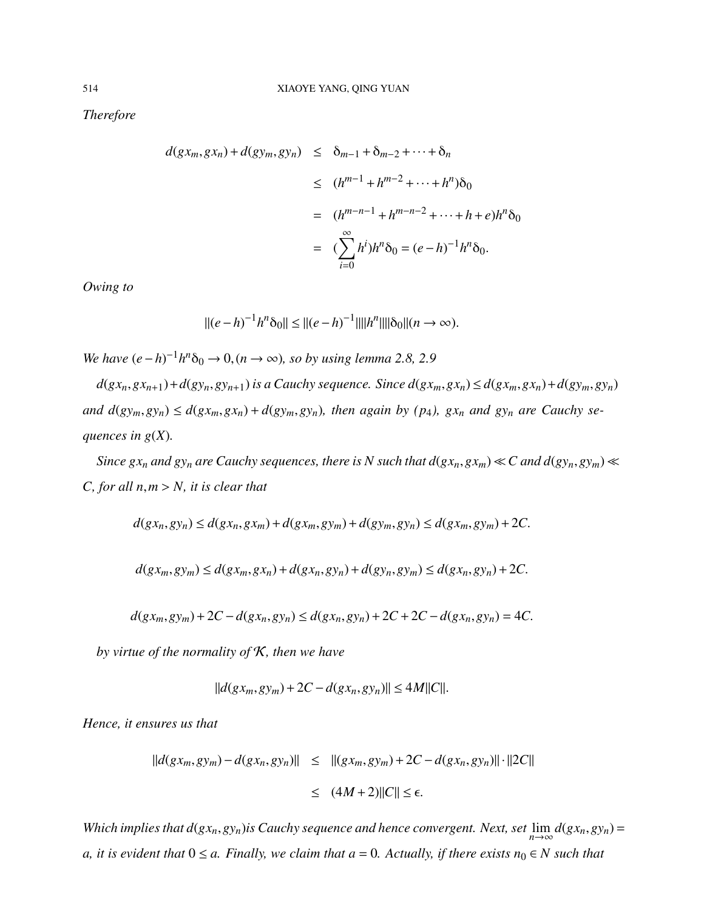*Therefore*

$$
\begin{aligned}
d(gx_m, gx_n) + d(gy_m, gy_n) &\leq \delta_{m-1} + \delta_{m-2} + \cdots + \delta_n \\
&\leq (h^{m-1} + h^{m-2} + \cdots + h^n)\delta_0 \\
&= (h^{m-n-1} + h^{m-n-2} + \cdots + h + e)h^n\delta_0 \\
&= (\sum_{i=0}^{\infty} h^i)h^n\delta_0 = (e-h)^{-1}h^n\delta_0.
\end{aligned}
$$

*Owing to*

$$
\|(e-h)^{-1}h^n\delta_0\| \leq \|(e-h)^{-1}\|\|\|h^n\|\|\|\delta_0\|(n \to \infty).
$$

*We have* $(e-h)^{-1}h^n\delta_0 \to 0, (n \to \infty)$*, so by using lemma 2.8, 2.9*

$d(gx_n, gx_{n+1}) + d(gy_n, gy_{n+1})$ *is a Cauchy sequence. Since* $d(gx_m, gx_n) \leq d(gx_m, gx_n) + d(gy_m, gy_n)$ *and* $d(gy_m, gy_n) \leq d(gx_m, gx_n) + d(gy_m, gy_n)$*, then again by* $(p_4)$*,* $gx_n$ *and* $gy_n$ *are Cauchy sequences in* $g(X)$*.*

*Since* $gx_n$ *and* $gy_n$ *are Cauchy sequences, there is* $N$ *such that* $d(gx_n, gx_m) \ll C$ *and* $d(gy_n, gy_m) \ll C$*, for all* $n, m > N$*, it is clear that*

$$
d(gx_n, gy_n) \leq d(gx_n, gx_m) + d(gx_m, gy_m) + d(gy_m, gy_n) \leq d(gx_m, gy_m) + 2C.
$$

$$
d(gx_m, gy_m) \leq d(gx_m, gx_n) + d(gx_n, gy_n) + d(gy_n, gy_m) \leq d(gx_n, gy_n) + 2C.
$$

$$
d(gx_m, gy_m) + 2C - d(gx_n, gy_n) \leq d(gx_n, gy_n) + 2C + 2C - d(gx_n, gy_n) = 4C.
$$

*by virtue of the normality of* $\mathcal{K}$*, then we have*

$$
\|d(gx_m, gy_m) + 2C - d(gx_n, gy_n)\| \leq 4M\|C\|.
$$

*Hence, it ensures us that*

$$
\begin{aligned}
\|d(gx_m, gy_m) - d(gx_n, gy_n)\| &\leq \|(gx_m, gy_m) + 2C - d(gx_n, gy_n)\| \cdot \|2C\| \\
&\leq (4M+2)\|C\| \leq \epsilon.
\end{aligned}
$$

*Which implies that* $d(gx_n, gy_n)$*is Cauchy sequence and hence convergent. Next, set* $\lim_{n\to\infty} d(gx_n, gy_n) = a$*, it is evident that* $0 \leq a$*. Finally, we claim that* $a = 0$*. Actually, if there exists* $n_0 \in N$ *such that*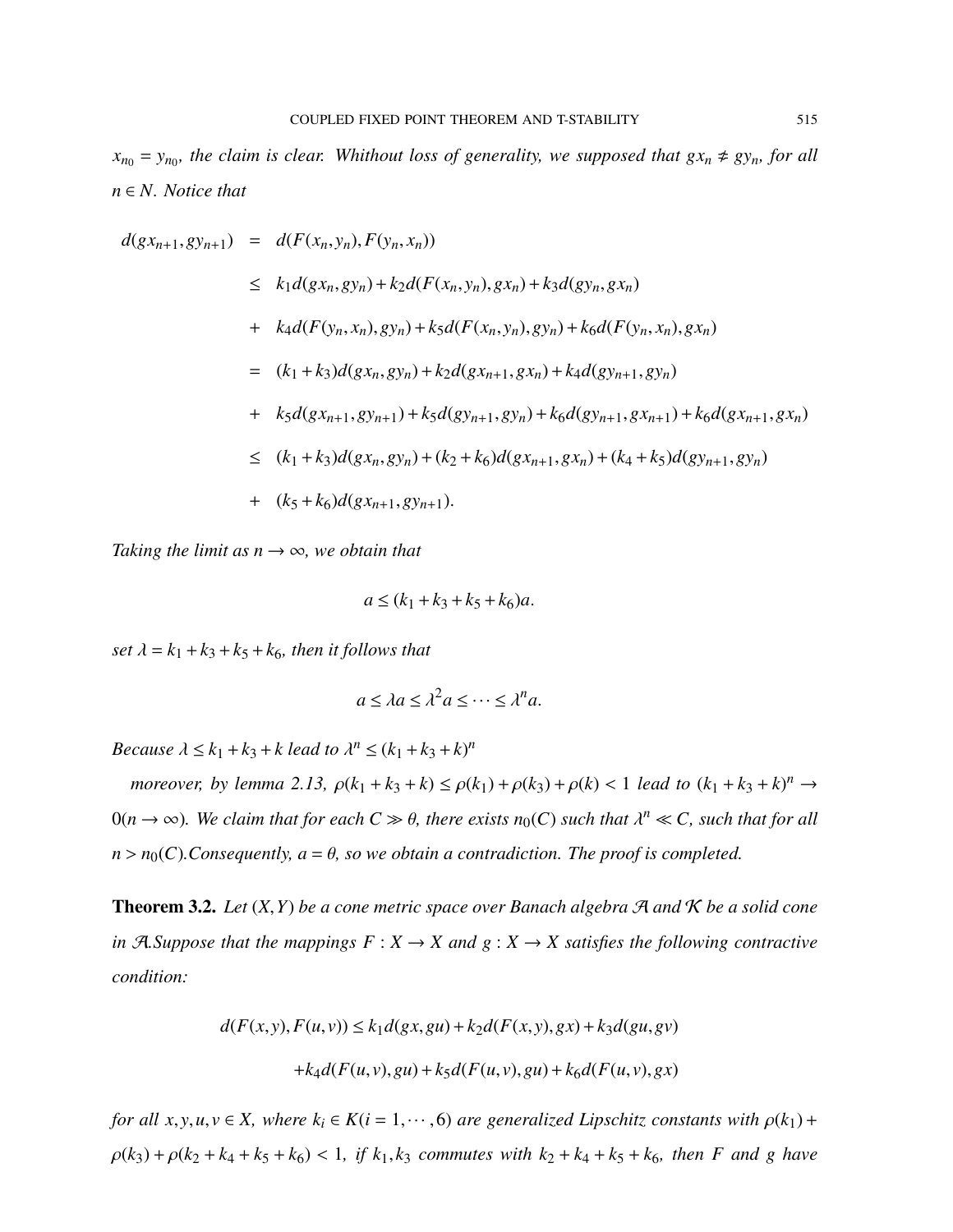$x_{n_0} = y_{n_0}$*, the claim is clear. Whithout loss of generality, we supposed that* $gx_n \neq gy_n$*, for all* $n \in N$*. Notice that*

$$
\begin{aligned}
d(gx_{n+1}, gy_{n+1}) &= d(F(x_n, y_n), F(y_n, x_n)) \\
&\leq k_1 d(gx_n, gy_n) + k_2 d(F(x_n, y_n), gx_n) + k_3 d(gy_n, gx_n) \\
&+ k_4 d(F(y_n, x_n), gy_n) + k_5 d(F(x_n, y_n), gy_n) + k_6 d(F(y_n, x_n), gx_n) \\
&= (k_1 + k_3) d(gx_n, gy_n) + k_2 d(gx_{n+1}, gx_n) + k_4 d(gy_{n+1}, gy_n) \\
&+ k_5 d(gx_{n+1}, gy_{n+1}) + k_5 d(gy_{n+1}, gy_n) + k_6 d(gy_{n+1}, gx_{n+1}) + k_6 d(gx_{n+1}, gx_n) \\
&\leq (k_1 + k_3) d(gx_n, gy_n) + (k_2 + k_6) d(gx_{n+1}, gx_n) + (k_4 + k_5) d(gy_{n+1}, gy_n) \\
&+ (k_5 + k_6) d(gx_{n+1}, gy_{n+1}).
\end{aligned}
$$

*Taking the limit as* $n \to \infty$*, we obtain that*

$$a \leq (k_1 + k_3 + k_5 + k_6) a.$$

*set* $\lambda = k_1 + k_3 + k_5 + k_6$*, then it follows that*

$$a \leq \lambda a \leq \lambda^2 a \leq \cdots \leq \lambda^n a.$$

*Because* $\lambda \leq k_1 + k_3 + k$ *lead to* $\lambda^n \leq (k_1 + k_3 + k)^n$

*moreover, by lemma 2.13,* $\rho(k_1 + k_3 + k) \leq \rho(k_1) + \rho(k_3) + \rho(k) < 1$ *lead to* $(k_1 + k_3 + k)^n \to 0 (n \to \infty)$*. We claim that for each* $C \gg \theta$*, there exists* $n_0(C)$ *such that* $\lambda^n \ll C$*, such that for all* $n > n_0(C)$*.Consequently,* $a = \theta$*, so we obtain a contradiction. The proof is completed.*

**Theorem 3.2.** *Let* $(X, Y)$ *be a cone metric space over Banach algebra* $\mathcal{A}$ *and* $\mathcal{K}$ *be a solid cone in* $\mathcal{A}$*.Suppose that the mappings* $F : X \to X$ *and* $g : X \to X$ *satisfies the following contractive condition:*

$$
\begin{aligned}
d(F(x, y), F(u, v)) \leq\; & k_1 d(gx, gu) + k_2 d(F(x, y), gx) + k_3 d(gu, gv) \\
& + k_4 d(F(u, v), gu) + k_5 d(F(u, v), gu) + k_6 d(F(u, v), gx)
\end{aligned}
$$

*for all* $x, y, u, v \in X$*, where* $k_i \in K (i = 1, \cdots, 6)$ *are generalized Lipschitz constants with* $\rho(k_1) + \rho(k_3) + \rho(k_2 + k_4 + k_5 + k_6) < 1$*, if* $k_1, k_3$ *commutes with* $k_2 + k_4 + k_5 + k_6$*, then* $F$ *and* $g$ *have*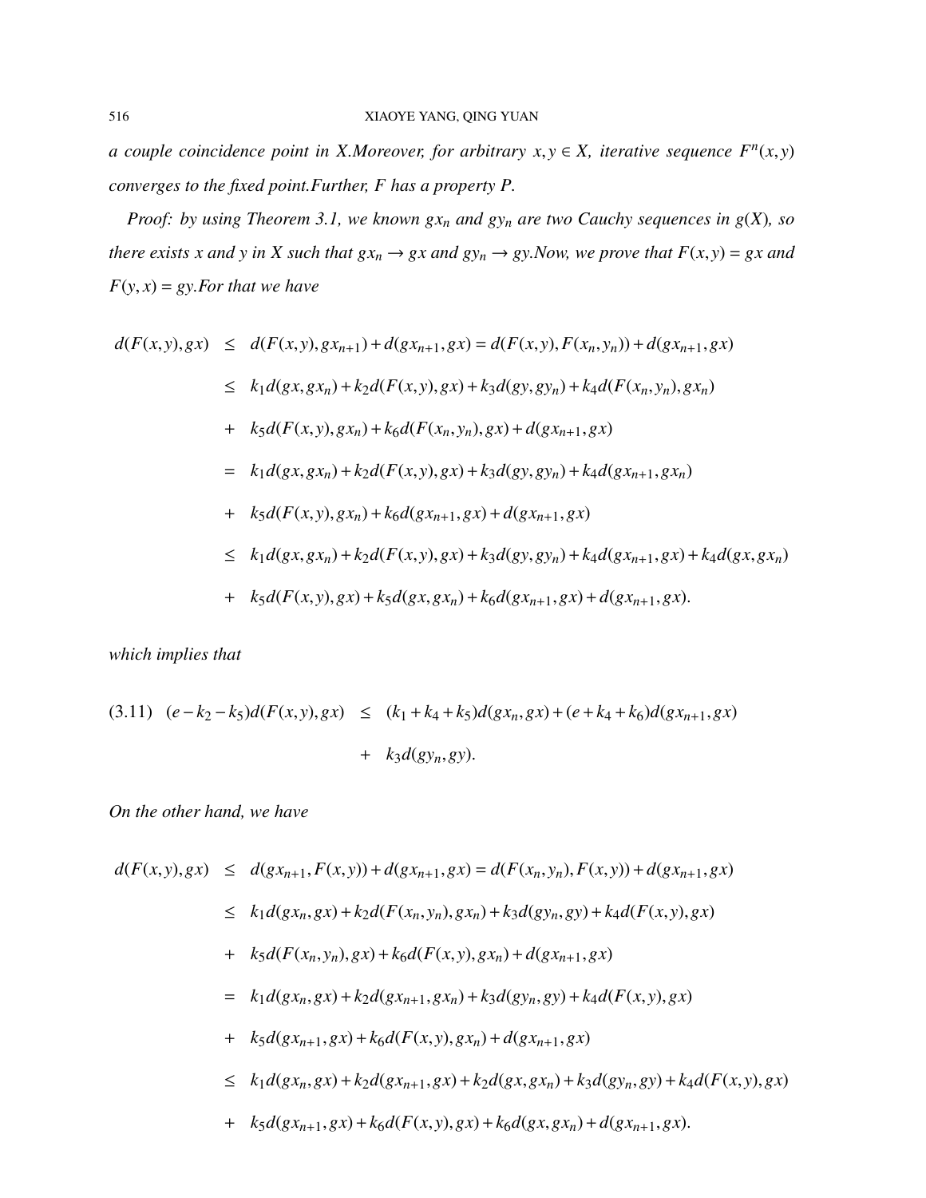*a couple coincidence point in X.Moreover, for arbitrary $x,y \in X$, iterative sequence $F^n(x,y)$ converges to the fixed point.Further, $F$ has a property $P$.*

*Proof: by using Theorem 3.1, we known $gx_n$ and $gy_n$ are two Cauchy sequences in $g(X)$, so there exists $x$ and $y$ in $X$ such that $gx_n \to gx$ and $gy_n \to gy$.Now, we prove that $F(x,y) = gx$ and $F(y,x) = gy$.For that we have*

$$
\begin{aligned}
d(F(x,y),gx) &\leq d(F(x,y),gx_{n+1}) + d(gx_{n+1},gx) = d(F(x,y),F(x_n,y_n)) + d(gx_{n+1},gx) \\
&\leq k_1 d(gx,gx_n) + k_2 d(F(x,y),gx) + k_3 d(gy,gy_n) + k_4 d(F(x_n,y_n),gx_n) \\
&+ k_5 d(F(x,y),gx_n) + k_6 d(F(x_n,y_n),gx) + d(gx_{n+1},gx) \\
&= k_1 d(gx,gx_n) + k_2 d(F(x,y),gx) + k_3 d(gy,gy_n) + k_4 d(gx_{n+1},gx_n) \\
&+ k_5 d(F(x,y),gx_n) + k_6 d(gx_{n+1},gx) + d(gx_{n+1},gx) \\
&\leq k_1 d(gx,gx_n) + k_2 d(F(x,y),gx) + k_3 d(gy,gy_n) + k_4 d(gx_{n+1},gx) + k_4 d(gx,gx_n) \\
&+ k_5 d(F(x,y),gx) + k_5 d(gx,gx_n) + k_6 d(gx_{n+1},gx) + d(gx_{n+1},gx).
\end{aligned}
$$

*which implies that*

$$
\begin{aligned}
(3.11) \quad (e - k_2 - k_5) d(F(x,y),gx) &\leq (k_1 + k_4 + k_5) d(gx_n,gx) + (e + k_4 + k_6) d(gx_{n+1},gx) \\
&+ k_3 d(gy_n,gy).
\end{aligned}
$$

*On the other hand, we have*

$$
\begin{aligned}
d(F(x,y),gx) &\leq d(gx_{n+1},F(x,y)) + d(gx_{n+1},gx) = d(F(x_n,y_n),F(x,y)) + d(gx_{n+1},gx) \\
&\leq k_1 d(gx_n,gx) + k_2 d(F(x_n,y_n),gx_n) + k_3 d(gy_n,gy) + k_4 d(F(x,y),gx) \\
&+ k_5 d(F(x_n,y_n),gx) + k_6 d(F(x,y),gx_n) + d(gx_{n+1},gx) \\
&= k_1 d(gx_n,gx) + k_2 d(gx_{n+1},gx_n) + k_3 d(gy_n,gy) + k_4 d(F(x,y),gx) \\
&+ k_5 d(gx_{n+1},gx) + k_6 d(F(x,y),gx_n) + d(gx_{n+1},gx) \\
&\leq k_1 d(gx_n,gx) + k_2 d(gx_{n+1},gx) + k_2 d(gx,gx_n) + k_3 d(gy_n,gy) + k_4 d(F(x,y),gx) \\
&+ k_5 d(gx_{n+1},gx) + k_6 d(F(x,y),gx) + k_6 d(gx,gx_n) + d(gx_{n+1},gx).
\end{aligned}
$$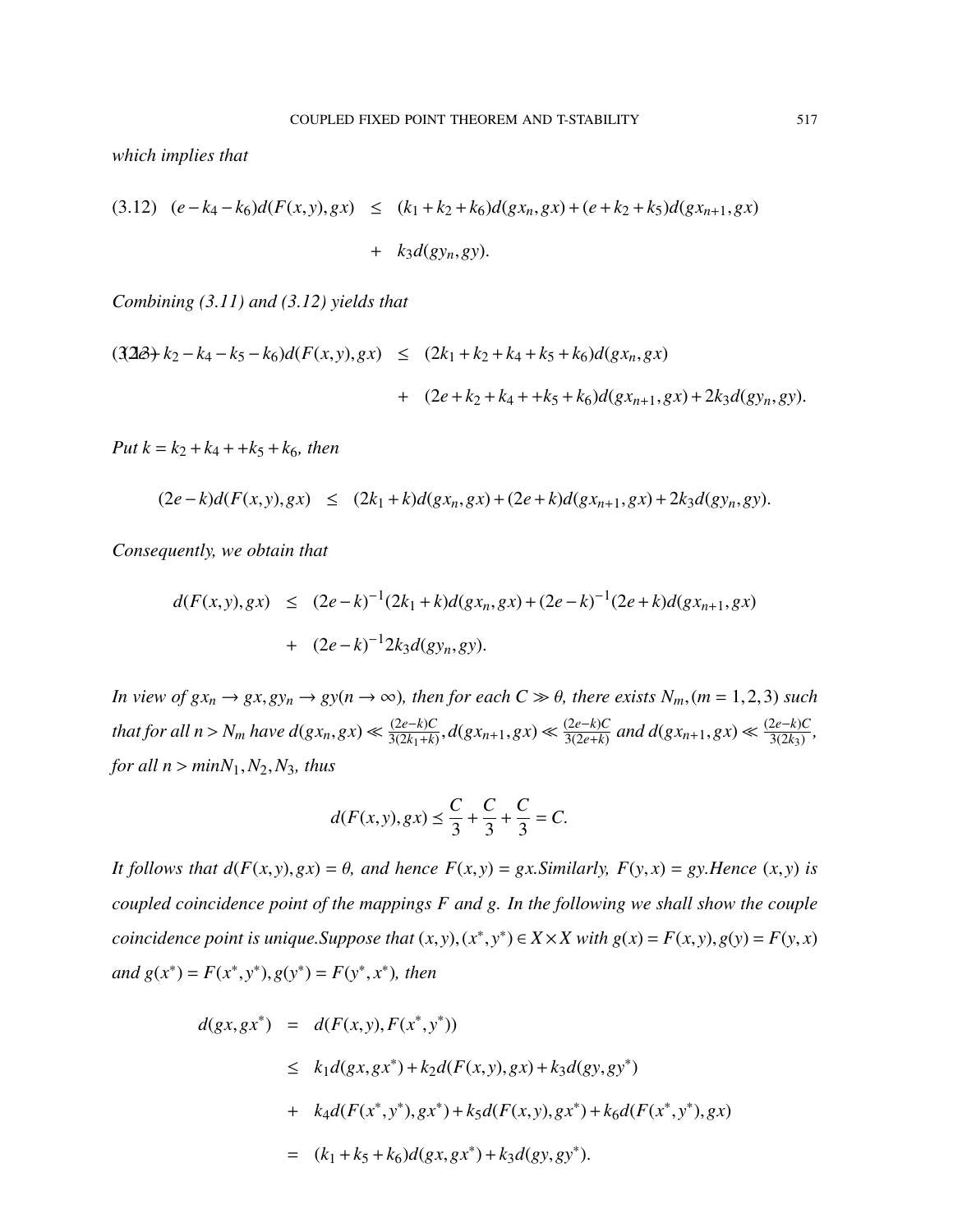*which implies that*

$$(3.12)\quad (e-k_4-k_6)d(F(x,y),gx) \leq (k_1+k_2+k_6)d(gx_n,gx)+(e+k_2+k_5)d(gx_{n+1},gx) + k_3d(gy_n,gy).$$

*Combining (3.11) and (3.12) yields that*

$$(3.13)\quad (2e-k_2-k_4-k_5-k_6)d(F(x,y),gx) \leq (2k_1+k_2+k_4+k_5+k_6)d(gx_n,gx) + (2e+k_2+k_4++k_5+k_6)d(gx_{n+1},gx)+2k_3d(gy_n,gy).$$

*Put* $k=k_2+k_4++k_5+k_6$*, then*

$$(2e-k)d(F(x,y),gx) \leq (2k_1+k)d(gx_n,gx)+(2e+k)d(gx_{n+1},gx)+2k_3d(gy_n,gy).$$

*Consequently, we obtain that*

$$d(F(x,y),gx) \leq (2e-k)^{-1}(2k_1+k)d(gx_n,gx)+(2e-k)^{-1}(2e+k)d(gx_{n+1},gx) + (2e-k)^{-1}2k_3d(gy_n,gy).$$

*In view of* $gx_n \to gx, gy_n \to gy(n\to\infty)$*, then for each* $C \gg \theta$*, there exists* $N_m,(m=1,2,3)$ *such that for all* $n>N_m$ *have* $d(gx_n,gx) \ll \frac{(2e-k)C}{3(2k_1+k)}, d(gx_{n+1},gx) \ll \frac{(2e-k)C}{3(2e+k)}$ *and* $d(gx_{n+1},gx) \ll \frac{(2e-k)C}{3(2k_3)}$*, for all* $n > minN_1,N_2,N_3$*, thus*

$$d(F(x,y),gx) \preceq \frac{C}{3}+\frac{C}{3}+\frac{C}{3}=C.$$

*It follows that* $d(F(x,y),gx)=\theta$*, and hence* $F(x,y)=gx$*.Similarly,* $F(y,x)=gy$*.Hence* $(x,y)$ *is coupled coincidence point of the mappings F and g. In the following we shall show the couple coincidence point is unique.Suppose that* $(x,y),(x^*,y^*)\in X\times X$ *with* $g(x)=F(x,y),g(y)=F(y,x)$ *and* $g(x^*)=F(x^*,y^*),g(y^*)=F(y^*,x^*)$*, then*

$$\begin{aligned}
d(gx,gx^*) &= d(F(x,y),F(x^*,y^*)) \\
&\leq k_1d(gx,gx^*)+k_2d(F(x,y),gx)+k_3d(gy,gy^*) \\
&+ k_4d(F(x^*,y^*),gx^*)+k_5d(F(x,y),gx^*)+k_6d(F(x^*,y^*),gx) \\
&= (k_1+k_5+k_6)d(gx,gx^*)+k_3d(gy,gy^*).
\end{aligned}$$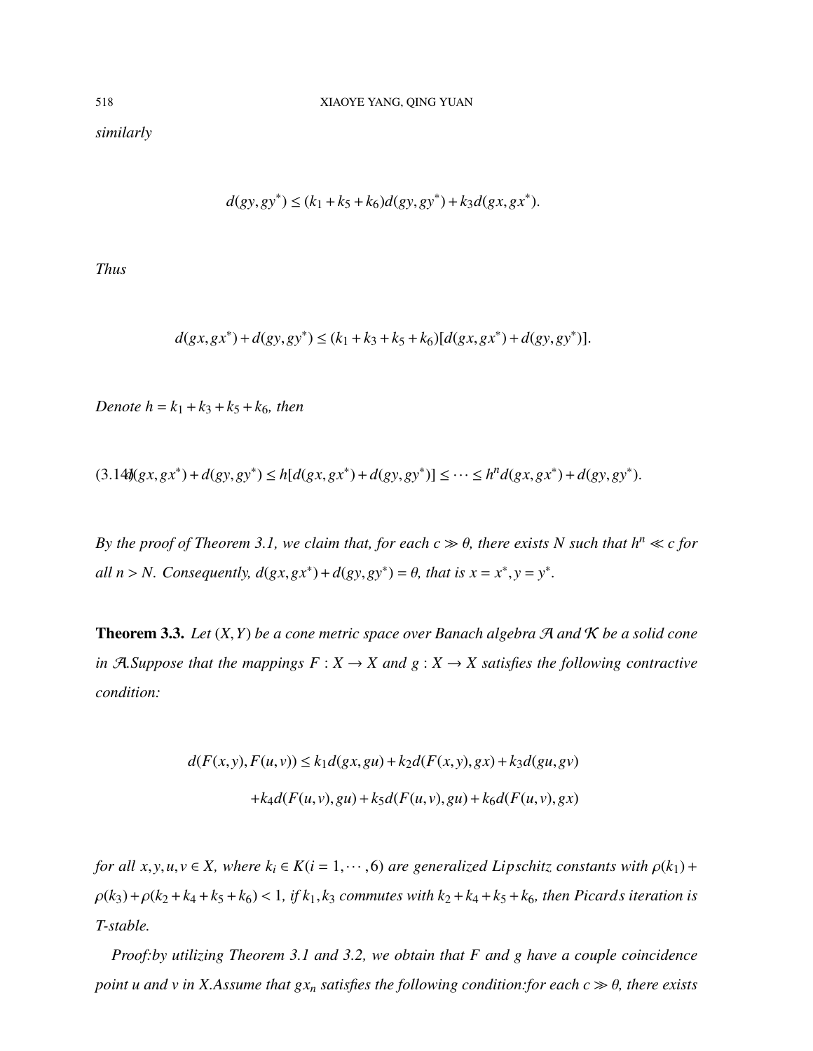*similarly*

$$d(gy, gy^*) \leq (k_1 + k_5 + k_6)d(gy, gy^*) + k_3 d(gx, gx^*).$$

*Thus*

$$d(gx, gx^*) + d(gy, gy^*) \leq (k_1 + k_3 + k_5 + k_6)[d(gx, gx^*) + d(gy, gy^*)].$$

*Denote* $h = k_1 + k_3 + k_5 + k_6$*, then*

$$d(gx, gx^*) + d(gy, gy^*) \leq h[d(gx, gx^*) + d(gy, gy^*)] \leq \cdots \leq h^n d(gx, gx^*) + d(gy, gy^*). \tag{3.14}$$

*By the proof of Theorem 3.1, we claim that, for each $c \gg \theta$, there exists $N$ such that $h^n \ll c$ for all $n > N$. Consequently, $d(gx, gx^*) + d(gy, gy^*) = \theta$, that is $x = x^*, y = y^*$.*

**Theorem 3.3.** *Let $(X, Y)$ be a cone metric space over Banach algebra $\mathcal{A}$ and $\mathcal{K}$ be a solid cone in $\mathcal{A}$.Suppose that the mappings $F : X \to X$ and $g : X \to X$ satisfies the following contractive condition:*

$$\begin{aligned} d(F(x,y), F(u,v)) \leq\ & k_1 d(gx, gu) + k_2 d(F(x,y), gx) + k_3 d(gu, gv) \\ & + k_4 d(F(u,v), gu) + k_5 d(F(u,v), gu) + k_6 d(F(u,v), gx) \end{aligned}$$

*for all $x, y, u, v \in X$, where $k_i \in K (i = 1, \cdots, 6)$ are generalized Lipschitz constants with $\rho(k_1) + \rho(k_3) + \rho(k_2 + k_4 + k_5 + k_6) < 1$, if $k_1, k_3$ commutes with $k_2 + k_4 + k_5 + k_6$, then Picards iteration is T-stable.*

*Proof:by utilizing Theorem 3.1 and 3.2, we obtain that $F$ and $g$ have a couple coincidence point $u$ and $v$ in $X$.Assume that $gx_n$ satisfies the following condition:for each $c \gg \theta$, there exists*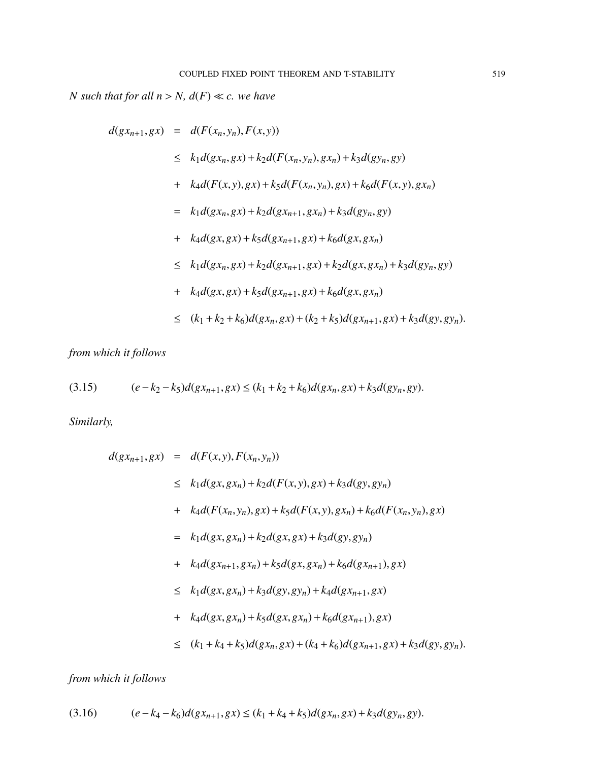*N such that for all $n > N$, $d(F) \ll c$. we have*

$$
\begin{aligned}
d(gx_{n+1}, gx) &= d(F(x_n, y_n), F(x, y)) \\
&\leq k_1 d(gx_n, gx) + k_2 d(F(x_n, y_n), gx_n) + k_3 d(gy_n, gy) \\
&+ k_4 d(F(x, y), gx) + k_5 d(F(x_n, y_n), gx) + k_6 d(F(x, y), gx_n) \\
&= k_1 d(gx_n, gx) + k_2 d(gx_{n+1}, gx_n) + k_3 d(gy_n, gy) \\
&+ k_4 d(gx, gx) + k_5 d(gx_{n+1}, gx) + k_6 d(gx, gx_n) \\
&\leq k_1 d(gx_n, gx) + k_2 d(gx_{n+1}, gx) + k_2 d(gx, gx_n) + k_3 d(gy_n, gy) \\
&+ k_4 d(gx, gx) + k_5 d(gx_{n+1}, gx) + k_6 d(gx, gx_n) \\
&\leq (k_1 + k_2 + k_6) d(gx_n, gx) + (k_2 + k_5) d(gx_{n+1}, gx) + k_3 d(gy, gy_n).
\end{aligned}
$$

*from which it follows*

$$
(3.15) \qquad (e - k_2 - k_5) d(gx_{n+1}, gx) \leq (k_1 + k_2 + k_6) d(gx_n, gx) + k_3 d(gy_n, gy).
$$

*Similarly,*

$$
\begin{aligned}
d(gx_{n+1}, gx) &= d(F(x, y), F(x_n, y_n)) \\
&\leq k_1 d(gx, gx_n) + k_2 d(F(x, y), gx) + k_3 d(gy, gy_n) \\
&+ k_4 d(F(x_n, y_n), gx) + k_5 d(F(x, y), gx_n) + k_6 d(F(x_n, y_n), gx) \\
&= k_1 d(gx, gx_n) + k_2 d(gx, gx) + k_3 d(gy, gy_n) \\
&+ k_4 d(gx_{n+1}, gx_n) + k_5 d(gx, gx_n) + k_6 d(gx_{n+1}), gx) \\
&\leq k_1 d(gx, gx_n) + k_3 d(gy, gy_n) + k_4 d(gx_{n+1}, gx) \\
&+ k_4 d(gx, gx_n) + k_5 d(gx, gx_n) + k_6 d(gx_{n+1}), gx) \\
&\leq (k_1 + k_4 + k_5) d(gx_n, gx) + (k_4 + k_6) d(gx_{n+1}, gx) + k_3 d(gy, gy_n).
\end{aligned}
$$

*from which it follows*

$$
(3.16) \qquad (e - k_4 - k_6) d(gx_{n+1}, gx) \leq (k_1 + k_4 + k_5) d(gx_n, gx) + k_3 d(gy_n, gy).
$$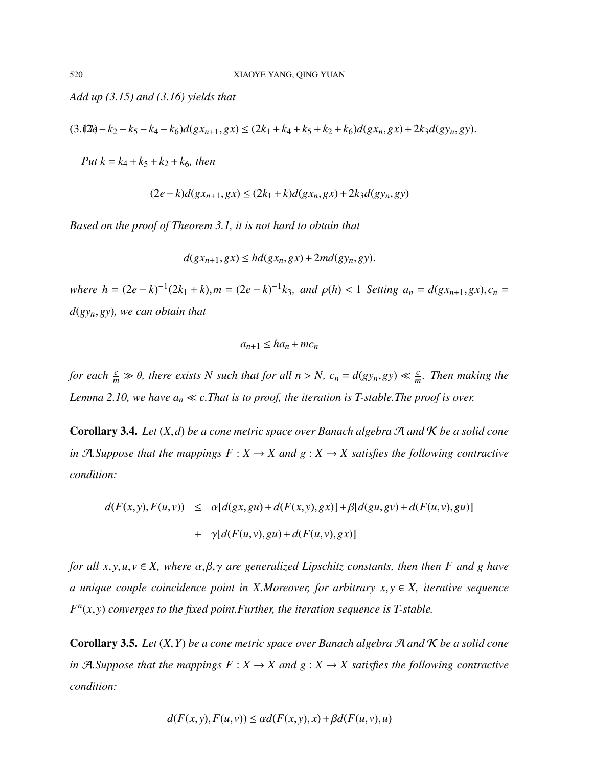*Add up (3.15) and (3.16) yields that*

$$(2e - k_2 - k_5 - k_4 - k_6)d(gx_{n+1}, gx) \leq (2k_1 + k_4 + k_5 + k_2 + k_6)d(gx_n, gx) + 2k_3 d(gy_n, gy). \tag{3.17}$$

*Put $k = k_4 + k_5 + k_2 + k_6$, then*

$$(2e - k)d(gx_{n+1}, gx) \leq (2k_1 + k)d(gx_n, gx) + 2k_3 d(gy_n, gy)$$

*Based on the proof of Theorem 3.1, it is not hard to obtain that*

$$d(gx_{n+1}, gx) \leq hd(gx_n, gx) + 2md(gy_n, gy).$$

*where $h = (2e - k)^{-1}(2k_1 + k), m = (2e - k)^{-1}k_3$, and $\rho(h) < 1$ Setting $a_n = d(gx_{n+1}, gx), c_n = d(gy_n, gy)$, we can obtain that*

$$a_{n+1} \leq ha_n + mc_n$$

*for each $\frac{c}{m} \gg \theta$, there exists $N$ such that for all $n > N$, $c_n = d(gy_n, gy) \ll \frac{c}{m}$. Then making the Lemma 2.10, we have $a_n \ll c$.That is to proof, the iteration is T-stable.The proof is over.*

**Corollary 3.4.** *Let $(X, d)$ be a cone metric space over Banach algebra $\mathcal{A}$ and $\mathcal{K}$ be a solid cone in $\mathcal{A}$.Suppose that the mappings $F : X \to X$ and $g : X \to X$ satisfies the following contractive condition:*

$$\begin{aligned} d(F(x,y), F(u,v)) &\leq \alpha[d(gx, gu) + d(F(x,y), gx)] + \beta[d(gu, gv) + d(F(u,v), gu)] \\ &+ \gamma[d(F(u,v), gu) + d(F(u,v), gx)] \end{aligned}$$

*for all $x, y, u, v \in X$, where $\alpha, \beta, \gamma$ are generalized Lipschitz constants, then then $F$ and $g$ have a unique couple coincidence point in $X$.Moreover, for arbitrary $x, y \in X$, iterative sequence $F^n(x, y)$ converges to the fixed point.Further, the iteration sequence is T-stable.*

**Corollary 3.5.** *Let $(X, Y)$ be a cone metric space over Banach algebra $\mathcal{A}$ and $\mathcal{K}$ be a solid cone in $\mathcal{A}$.Suppose that the mappings $F : X \to X$ and $g : X \to X$ satisfies the following contractive condition:*

$$d(F(x,y), F(u,v)) \leq \alpha d(F(x,y), x) + \beta d(F(u,v), u)$$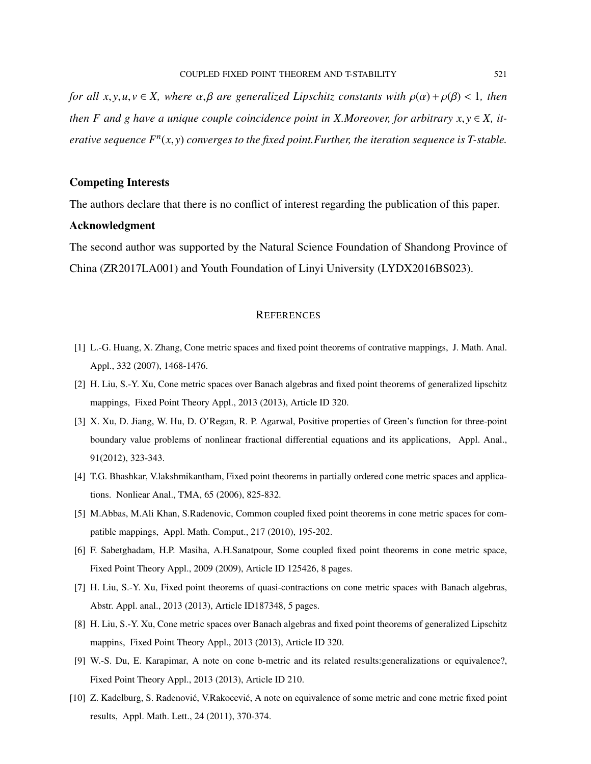*for all $x, y, u, v \in X$, where $\alpha, \beta$ are generalized Lipschitz constants with $\rho(\alpha) + \rho(\beta) < 1$, then then $F$ and $g$ have a unique couple coincidence point in $X$.Moreover, for arbitrary $x, y \in X$, iterative sequence $F^n(x, y)$ converges to the fixed point.Further, the iteration sequence is T-stable.*

### Competing Interests

The authors declare that there is no conflict of interest regarding the publication of this paper.

### Acknowledgment

The second author was supported by the Natural Science Foundation of Shandong Province of China (ZR2017LA001) and Youth Foundation of Linyi University (LYDX2016BS023).

## REFERENCES

[1] L.-G. Huang, X. Zhang, Cone metric spaces and fixed point theorems of contrative mappings, J. Math. Anal. Appl., 332 (2007), 1468-1476.

[2] H. Liu, S.-Y. Xu, Cone metric spaces over Banach algebras and fixed point theorems of generalized lipschitz mappings, Fixed Point Theory Appl., 2013 (2013), Article ID 320.

[3] X. Xu, D. Jiang, W. Hu, D. O'Regan, R. P. Agarwal, Positive properties of Green's function for three-point boundary value problems of nonlinear fractional differential equations and its applications, Appl. Anal., 91(2012), 323-343.

[4] T.G. Bhashkar, V.lakshmikantham, Fixed point theorems in partially ordered cone metric spaces and applications. Nonliear Anal., TMA, 65 (2006), 825-832.

[5] M.Abbas, M.Ali Khan, S.Radenovic, Common coupled fixed point theorems in cone metric spaces for compatible mappings, Appl. Math. Comput., 217 (2010), 195-202.

[6] F. Sabetghadam, H.P. Masiha, A.H.Sanatpour, Some coupled fixed point theorems in cone metric space, Fixed Point Theory Appl., 2009 (2009), Article ID 125426, 8 pages.

[7] H. Liu, S.-Y. Xu, Fixed point theorems of quasi-contractions on cone metric spaces with Banach algebras, Abstr. Appl. anal., 2013 (2013), Article ID187348, 5 pages.

[8] H. Liu, S.-Y. Xu, Cone metric spaces over Banach algebras and fixed point theorems of generalized Lipschitz mappins, Fixed Point Theory Appl., 2013 (2013), Article ID 320.

[9] W.-S. Du, E. Karapimar, A note on cone b-metric and its related results:generalizations or equivalence?, Fixed Point Theory Appl., 2013 (2013), Article ID 210.

[10] Z. Kadelburg, S. Radenović, V.Rakocević, A note on equivalence of some metric and cone metric fixed point results, Appl. Math. Lett., 24 (2011), 370-374.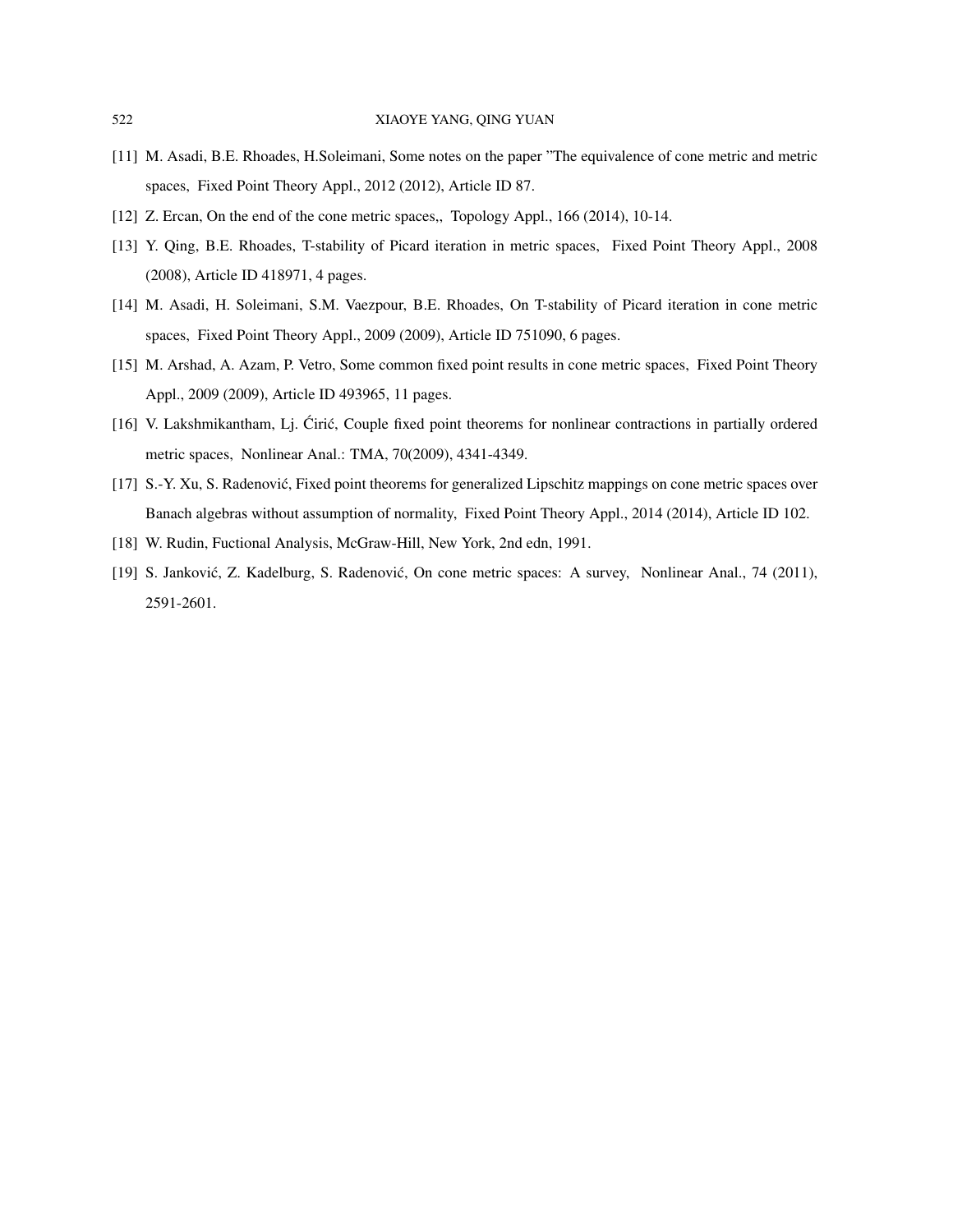[11] M. Asadi, B.E. Rhoades, H.Soleimani, Some notes on the paper "The equivalence of cone metric and metric spaces, Fixed Point Theory Appl., 2012 (2012), Article ID 87.

[12] Z. Ercan, On the end of the cone metric spaces,, Topology Appl., 166 (2014), 10-14.

[13] Y. Qing, B.E. Rhoades, T-stability of Picard iteration in metric spaces, Fixed Point Theory Appl., 2008 (2008), Article ID 418971, 4 pages.

[14] M. Asadi, H. Soleimani, S.M. Vaezpour, B.E. Rhoades, On T-stability of Picard iteration in cone metric spaces, Fixed Point Theory Appl., 2009 (2009), Article ID 751090, 6 pages.

[15] M. Arshad, A. Azam, P. Vetro, Some common fixed point results in cone metric spaces, Fixed Point Theory Appl., 2009 (2009), Article ID 493965, 11 pages.

[16] V. Lakshmikantham, Lj. Ćirić, Couple fixed point theorems for nonlinear contractions in partially ordered metric spaces, Nonlinear Anal.: TMA, 70(2009), 4341-4349.

[17] S.-Y. Xu, S. Radenović, Fixed point theorems for generalized Lipschitz mappings on cone metric spaces over Banach algebras without assumption of normality, Fixed Point Theory Appl., 2014 (2014), Article ID 102.

[18] W. Rudin, Fuctional Analysis, McGraw-Hill, New York, 2nd edn, 1991.

[19] S. Janković, Z. Kadelburg, S. Radenović, On cone metric spaces: A survey, Nonlinear Anal., 74 (2011), 2591-2601.